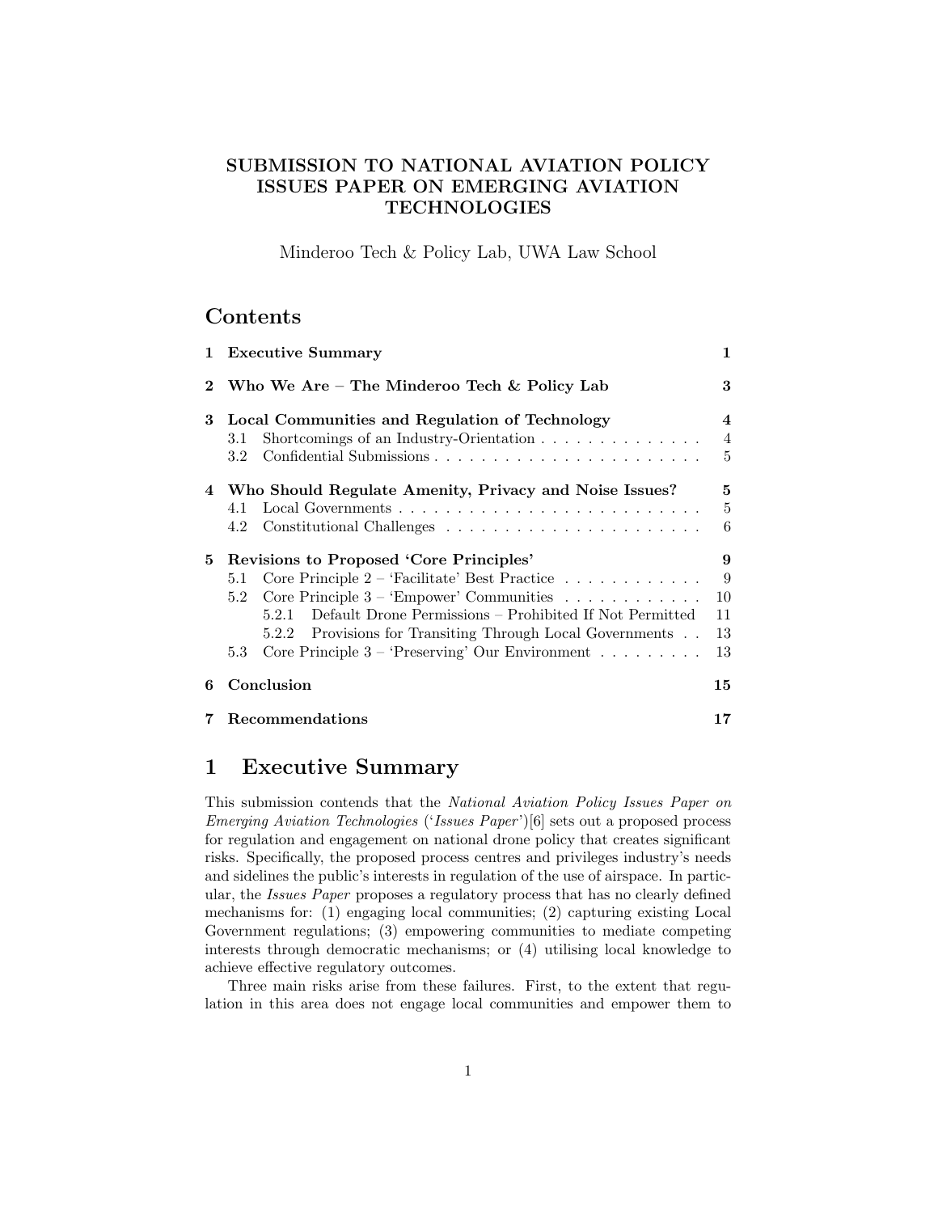# SUBMISSION TO NATIONAL AVIATION POLICY ISSUES PAPER ON EMERGING AVIATION TECHNOLOGIES

Minderoo Tech & Policy Lab, UWA Law School

## Contents

**1 Executive Summary** — **1**

**2 Who We Are – The Minderoo Tech & Policy Lab** — **3**

**3 Local Communities and Regulation of Technology** — **4**
- 3.1 Shortcomings of an Industry-Orientation — 4
- 3.2 Confidential Submissions — 5

**4 Who Should Regulate Amenity, Privacy and Noise Issues?** — **5**
- 4.1 Local Governments — 5
- 4.2 Constitutional Challenges — 6

**5 Revisions to Proposed 'Core Principles'** — **9**
- 5.1 Core Principle 2 – 'Facilitate' Best Practice — 9
- 5.2 Core Principle 3 – 'Empower' Communities — 10
  - 5.2.1 Default Drone Permissions – Prohibited If Not Permitted — 11
  - 5.2.2 Provisions for Transiting Through Local Governments — 13
- 5.3 Core Principle 3 – 'Preserving' Our Environment — 13

**6 Conclusion** — **15**

**7 Recommendations** — **17**

## 1 Executive Summary

This submission contends that the *National Aviation Policy Issues Paper on Emerging Aviation Technologies* ('*Issues Paper*')[6] sets out a proposed process for regulation and engagement on national drone policy that creates significant risks. Specifically, the proposed process centres and privileges industry's needs and sidelines the public's interests in regulation of the use of airspace. In particular, the *Issues Paper* proposes a regulatory process that has no clearly defined mechanisms for: (1) engaging local communities; (2) capturing existing Local Government regulations; (3) empowering communities to mediate competing interests through democratic mechanisms; or (4) utilising local knowledge to achieve effective regulatory outcomes.

Three main risks arise from these failures. First, to the extent that regulation in this area does not engage local communities and empower them to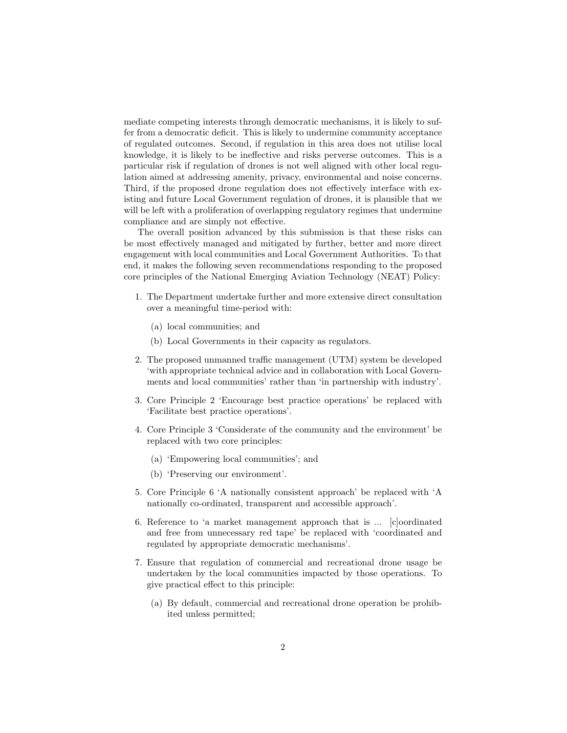mediate competing interests through democratic mechanisms, it is likely to suffer from a democratic deficit. This is likely to undermine community acceptance of regulated outcomes. Second, if regulation in this area does not utilise local knowledge, it is likely to be ineffective and risks perverse outcomes. This is a particular risk if regulation of drones is not well aligned with other local regulation aimed at addressing amenity, privacy, environmental and noise concerns. Third, if the proposed drone regulation does not effectively interface with existing and future Local Government regulation of drones, it is plausible that we will be left with a proliferation of overlapping regulatory regimes that undermine compliance and are simply not effective.

The overall position advanced by this submission is that these risks can be most effectively managed and mitigated by further, better and more direct engagement with local communities and Local Government Authorities. To that end, it makes the following seven recommendations responding to the proposed core principles of the National Emerging Aviation Technology (NEAT) Policy:

1. The Department undertake further and more extensive direct consultation over a meaningful time-period with:
   (a) local communities; and
   (b) Local Governments in their capacity as regulators.
2. The proposed unmanned traffic management (UTM) system be developed 'with appropriate technical advice and in collaboration with Local Governments and local communities' rather than 'in partnership with industry'.
3. Core Principle 2 'Encourage best practice operations' be replaced with 'Facilitate best practice operations'.
4. Core Principle 3 'Considerate of the community and the environment' be replaced with two core principles:
   (a) 'Empowering local communities'; and
   (b) 'Preserving our environment'.
5. Core Principle 6 'A nationally consistent approach' be replaced with 'A nationally co-ordinated, transparent and accessible approach'.
6. Reference to 'a market management approach that is ... [c]oordinated and free from unnecessary red tape' be replaced with 'coordinated and regulated by appropriate democratic mechanisms'.
7. Ensure that regulation of commercial and recreational drone usage be undertaken by the local communities impacted by those operations. To give practical effect to this principle:
   (a) By default, commercial and recreational drone operation be prohibited unless permitted;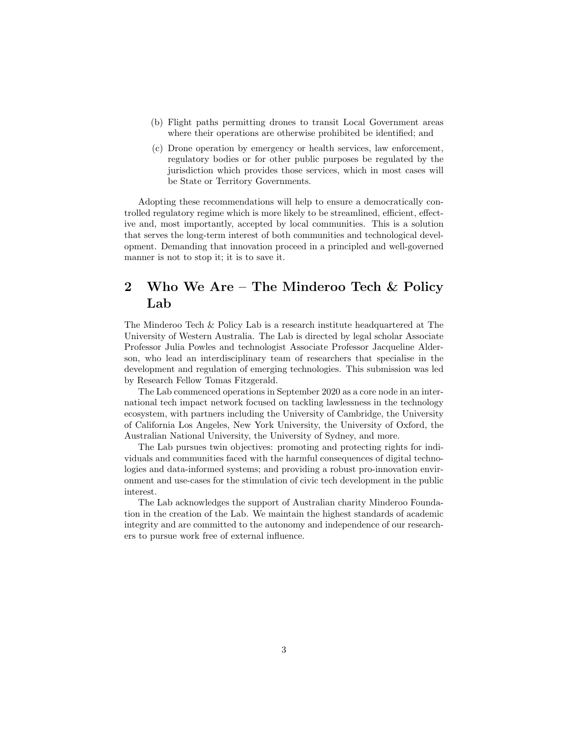(b) Flight paths permitting drones to transit Local Government areas where their operations are otherwise prohibited be identified; and

(c) Drone operation by emergency or health services, law enforcement, regulatory bodies or for other public purposes be regulated by the jurisdiction which provides those services, which in most cases will be State or Territory Governments.

Adopting these recommendations will help to ensure a democratically controlled regulatory regime which is more likely to be streamlined, efficient, effective and, most importantly, accepted by local communities. This is a solution that serves the long-term interest of both communities and technological development. Demanding that innovation proceed in a principled and well-governed manner is not to stop it; it is to save it.

## 2 Who We Are – The Minderoo Tech & Policy Lab

The Minderoo Tech & Policy Lab is a research institute headquartered at The University of Western Australia. The Lab is directed by legal scholar Associate Professor Julia Powles and technologist Associate Professor Jacqueline Alderson, who lead an interdisciplinary team of researchers that specialise in the development and regulation of emerging technologies. This submission was led by Research Fellow Tomas Fitzgerald.

The Lab commenced operations in September 2020 as a core node in an international tech impact network focused on tackling lawlessness in the technology ecosystem, with partners including the University of Cambridge, the University of California Los Angeles, New York University, the University of Oxford, the Australian National University, the University of Sydney, and more.

The Lab pursues twin objectives: promoting and protecting rights for individuals and communities faced with the harmful consequences of digital technologies and data-informed systems; and providing a robust pro-innovation environment and use-cases for the stimulation of civic tech development in the public interest.

The Lab acknowledges the support of Australian charity Minderoo Foundation in the creation of the Lab. We maintain the highest standards of academic integrity and are committed to the autonomy and independence of our researchers to pursue work free of external influence.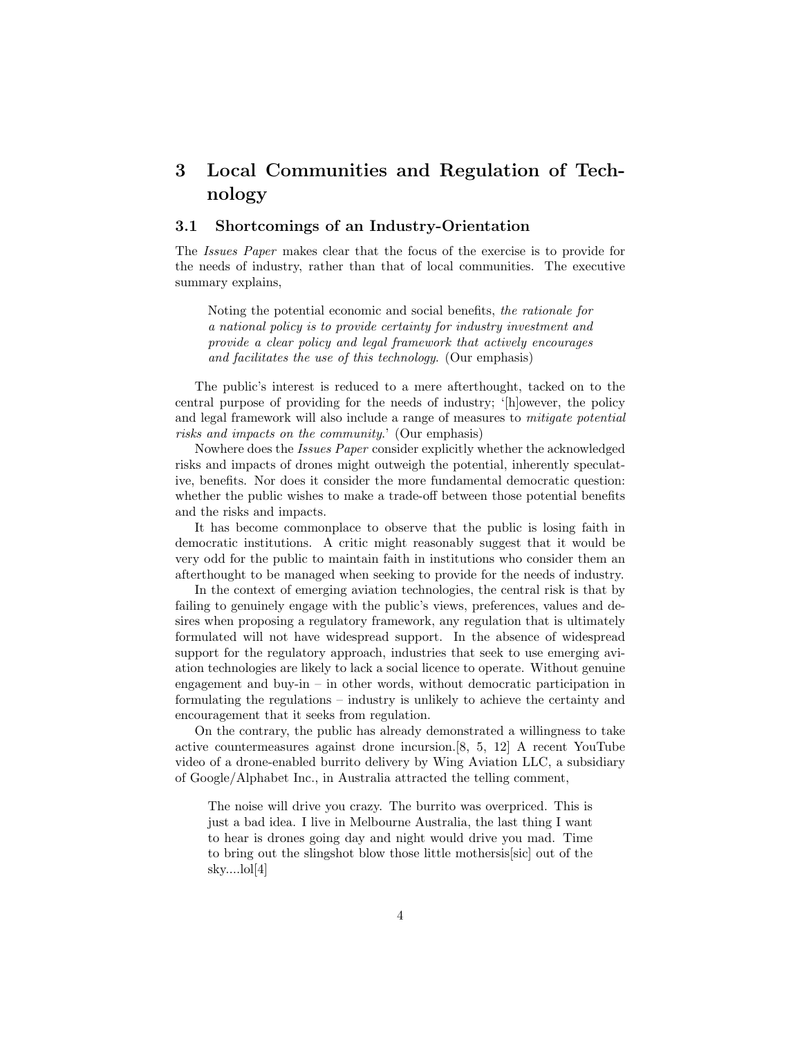## 3 Local Communities and Regulation of Technology

### 3.1 Shortcomings of an Industry-Orientation

The *Issues Paper* makes clear that the focus of the exercise is to provide for the needs of industry, rather than that of local communities. The executive summary explains,

> Noting the potential economic and social benefits, *the rationale for a national policy is to provide certainty for industry investment and provide a clear policy and legal framework that actively encourages and facilitates the use of this technology.* (Our emphasis)

The public's interest is reduced to a mere afterthought, tacked on to the central purpose of providing for the needs of industry; '[h]owever, the policy and legal framework will also include a range of measures to *mitigate potential risks and impacts on the community*.' (Our emphasis)

Nowhere does the *Issues Paper* consider explicitly whether the acknowledged risks and impacts of drones might outweigh the potential, inherently speculative, benefits. Nor does it consider the more fundamental democratic question: whether the public wishes to make a trade-off between those potential benefits and the risks and impacts.

It has become commonplace to observe that the public is losing faith in democratic institutions. A critic might reasonably suggest that it would be very odd for the public to maintain faith in institutions who consider them an afterthought to be managed when seeking to provide for the needs of industry.

In the context of emerging aviation technologies, the central risk is that by failing to genuinely engage with the public's views, preferences, values and desires when proposing a regulatory framework, any regulation that is ultimately formulated will not have widespread support. In the absence of widespread support for the regulatory approach, industries that seek to use emerging aviation technologies are likely to lack a social licence to operate. Without genuine engagement and buy-in – in other words, without democratic participation in formulating the regulations – industry is unlikely to achieve the certainty and encouragement that it seeks from regulation.

On the contrary, the public has already demonstrated a willingness to take active countermeasures against drone incursion.[8, 5, 12] A recent YouTube video of a drone-enabled burrito delivery by Wing Aviation LLC, a subsidiary of Google/Alphabet Inc., in Australia attracted the telling comment,

> The noise will drive you crazy. The burrito was overpriced. This is just a bad idea. I live in Melbourne Australia, the last thing I want to hear is drones going day and night would drive you mad. Time to bring out the slingshot blow those little mothersis[sic] out of the sky....lol[4]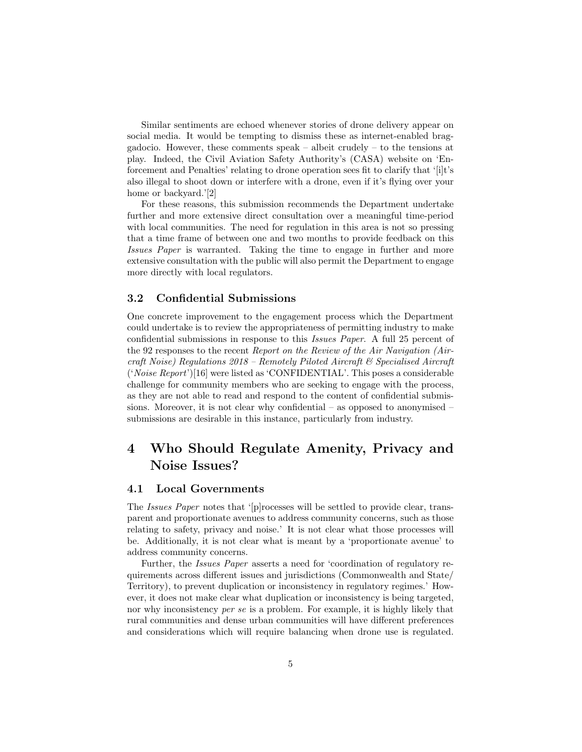Similar sentiments are echoed whenever stories of drone delivery appear on social media. It would be tempting to dismiss these as internet-enabled braggadocio. However, these comments speak – albeit crudely – to the tensions at play. Indeed, the Civil Aviation Safety Authority's (CASA) website on 'Enforcement and Penalties' relating to drone operation sees fit to clarify that '[i]t's also illegal to shoot down or interfere with a drone, even if it's flying over your home or backyard.'[2]

For these reasons, this submission recommends the Department undertake further and more extensive direct consultation over a meaningful time-period with local communities. The need for regulation in this area is not so pressing that a time frame of between one and two months to provide feedback on this *Issues Paper* is warranted. Taking the time to engage in further and more extensive consultation with the public will also permit the Department to engage more directly with local regulators.

### 3.2 Confidential Submissions

One concrete improvement to the engagement process which the Department could undertake is to review the appropriateness of permitting industry to make confidential submissions in response to this *Issues Paper*. A full 25 percent of the 92 responses to the recent *Report on the Review of the Air Navigation (Aircraft Noise) Regulations 2018 – Remotely Piloted Aircraft & Specialised Aircraft* ('*Noise Report*')[16] were listed as 'CONFIDENTIAL'. This poses a considerable challenge for community members who are seeking to engage with the process, as they are not able to read and respond to the content of confidential submissions. Moreover, it is not clear why confidential – as opposed to anonymised – submissions are desirable in this instance, particularly from industry.

## 4 Who Should Regulate Amenity, Privacy and Noise Issues?

### 4.1 Local Governments

The *Issues Paper* notes that '[p]rocesses will be settled to provide clear, transparent and proportionate avenues to address community concerns, such as those relating to safety, privacy and noise.' It is not clear what those processes will be. Additionally, it is not clear what is meant by a 'proportionate avenue' to address community concerns.

Further, the *Issues Paper* asserts a need for 'coordination of regulatory requirements across different issues and jurisdictions (Commonwealth and State/Territory), to prevent duplication or inconsistency in regulatory regimes.' However, it does not make clear what duplication or inconsistency is being targeted, nor why inconsistency *per se* is a problem. For example, it is highly likely that rural communities and dense urban communities will have different preferences and considerations which will require balancing when drone use is regulated.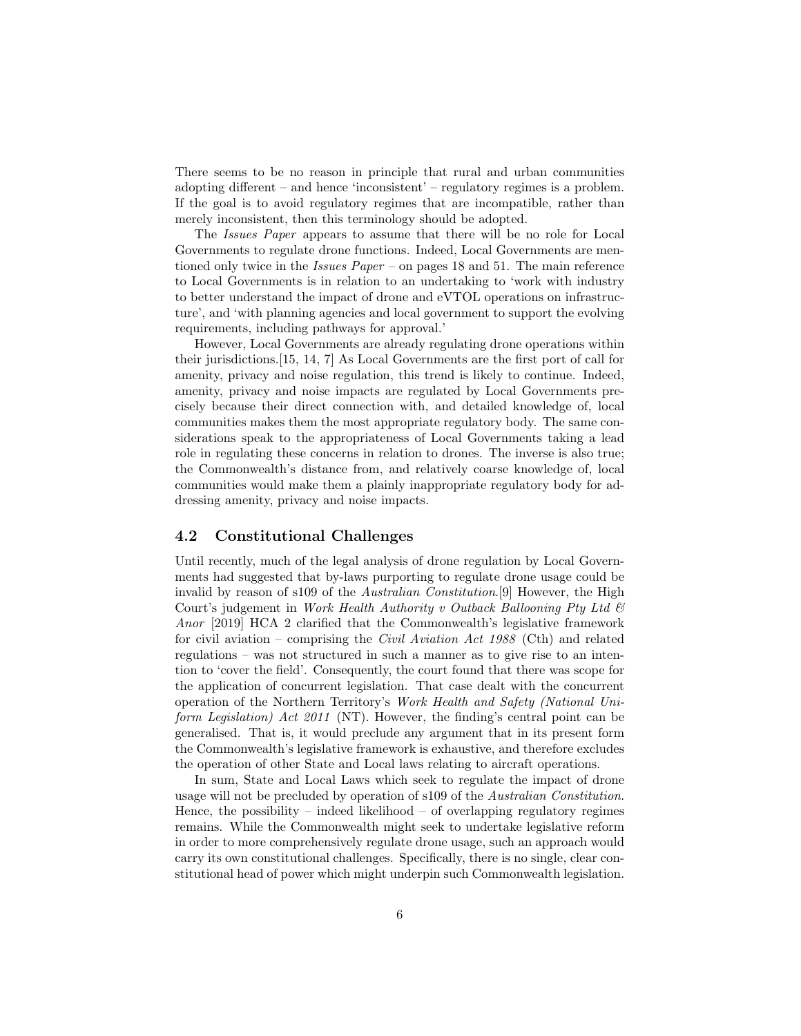There seems to be no reason in principle that rural and urban communities adopting different – and hence 'inconsistent' – regulatory regimes is a problem. If the goal is to avoid regulatory regimes that are incompatible, rather than merely inconsistent, then this terminology should be adopted.

The *Issues Paper* appears to assume that there will be no role for Local Governments to regulate drone functions. Indeed, Local Governments are mentioned only twice in the *Issues Paper* – on pages 18 and 51. The main reference to Local Governments is in relation to an undertaking to 'work with industry to better understand the impact of drone and eVTOL operations on infrastructure', and 'with planning agencies and local government to support the evolving requirements, including pathways for approval.'

However, Local Governments are already regulating drone operations within their jurisdictions.[15, 14, 7] As Local Governments are the first port of call for amenity, privacy and noise regulation, this trend is likely to continue. Indeed, amenity, privacy and noise impacts are regulated by Local Governments precisely because their direct connection with, and detailed knowledge of, local communities makes them the most appropriate regulatory body. The same considerations speak to the appropriateness of Local Governments taking a lead role in regulating these concerns in relation to drones. The inverse is also true; the Commonwealth's distance from, and relatively coarse knowledge of, local communities would make them a plainly inappropriate regulatory body for addressing amenity, privacy and noise impacts.

### 4.2 Constitutional Challenges

Until recently, much of the legal analysis of drone regulation by Local Governments had suggested that by-laws purporting to regulate drone usage could be invalid by reason of s109 of the *Australian Constitution*.[9] However, the High Court's judgement in *Work Health Authority v Outback Ballooning Pty Ltd & Anor* [2019] HCA 2 clarified that the Commonwealth's legislative framework for civil aviation – comprising the *Civil Aviation Act 1988* (Cth) and related regulations – was not structured in such a manner as to give rise to an intention to 'cover the field'. Consequently, the court found that there was scope for the application of concurrent legislation. That case dealt with the concurrent operation of the Northern Territory's *Work Health and Safety (National Uniform Legislation) Act 2011* (NT). However, the finding's central point can be generalised. That is, it would preclude any argument that in its present form the Commonwealth's legislative framework is exhaustive, and therefore excludes the operation of other State and Local laws relating to aircraft operations.

In sum, State and Local Laws which seek to regulate the impact of drone usage will not be precluded by operation of s109 of the *Australian Constitution*. Hence, the possibility – indeed likelihood – of overlapping regulatory regimes remains. While the Commonwealth might seek to undertake legislative reform in order to more comprehensively regulate drone usage, such an approach would carry its own constitutional challenges. Specifically, there is no single, clear constitutional head of power which might underpin such Commonwealth legislation.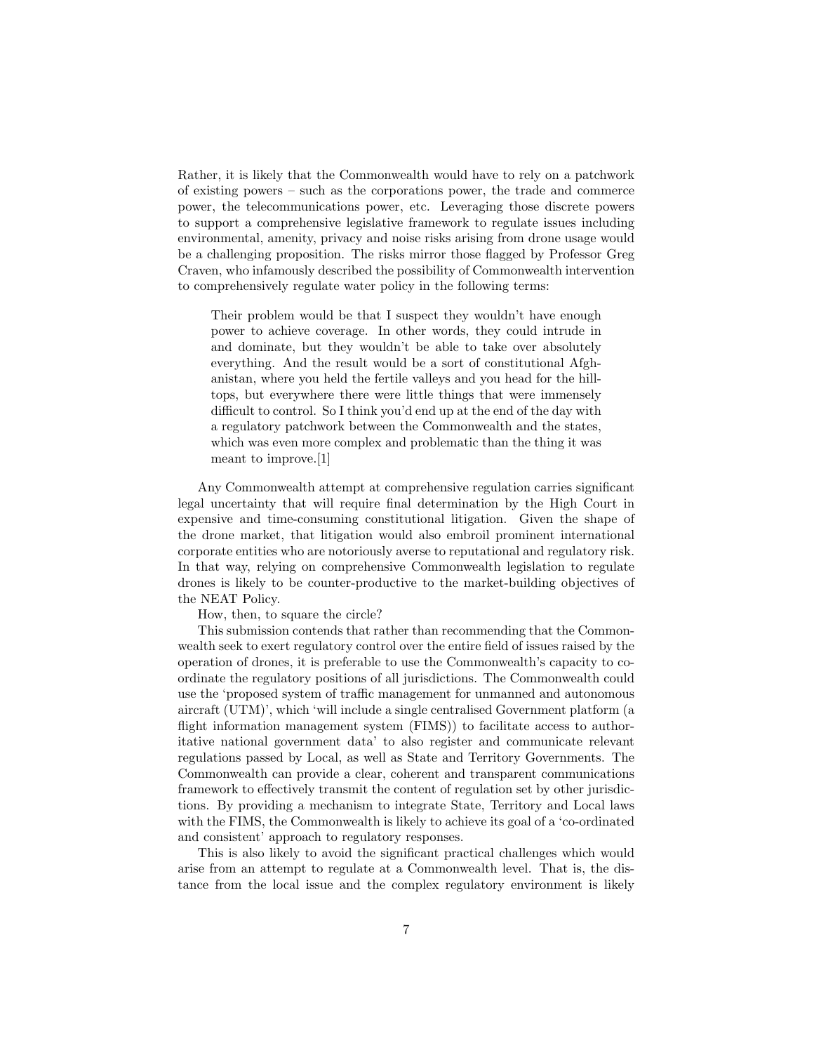Rather, it is likely that the Commonwealth would have to rely on a patchwork of existing powers – such as the corporations power, the trade and commerce power, the telecommunications power, etc. Leveraging those discrete powers to support a comprehensive legislative framework to regulate issues including environmental, amenity, privacy and noise risks arising from drone usage would be a challenging proposition. The risks mirror those flagged by Professor Greg Craven, who infamously described the possibility of Commonwealth intervention to comprehensively regulate water policy in the following terms:

> Their problem would be that I suspect they wouldn't have enough power to achieve coverage. In other words, they could intrude in and dominate, but they wouldn't be able to take over absolutely everything. And the result would be a sort of constitutional Afghanistan, where you held the fertile valleys and you head for the hilltops, but everywhere there were little things that were immensely difficult to control. So I think you'd end up at the end of the day with a regulatory patchwork between the Commonwealth and the states, which was even more complex and problematic than the thing it was meant to improve.[1]

Any Commonwealth attempt at comprehensive regulation carries significant legal uncertainty that will require final determination by the High Court in expensive and time-consuming constitutional litigation. Given the shape of the drone market, that litigation would also embroil prominent international corporate entities who are notoriously averse to reputational and regulatory risk. In that way, relying on comprehensive Commonwealth legislation to regulate drones is likely to be counter-productive to the market-building objectives of the NEAT Policy.

How, then, to square the circle?

This submission contends that rather than recommending that the Commonwealth seek to exert regulatory control over the entire field of issues raised by the operation of drones, it is preferable to use the Commonwealth's capacity to coordinate the regulatory positions of all jurisdictions. The Commonwealth could use the 'proposed system of traffic management for unmanned and autonomous aircraft (UTM)', which 'will include a single centralised Government platform (a flight information management system (FIMS)) to facilitate access to authoritative national government data' to also register and communicate relevant regulations passed by Local, as well as State and Territory Governments. The Commonwealth can provide a clear, coherent and transparent communications framework to effectively transmit the content of regulation set by other jurisdictions. By providing a mechanism to integrate State, Territory and Local laws with the FIMS, the Commonwealth is likely to achieve its goal of a 'co-ordinated and consistent' approach to regulatory responses.

This is also likely to avoid the significant practical challenges which would arise from an attempt to regulate at a Commonwealth level. That is, the distance from the local issue and the complex regulatory environment is likely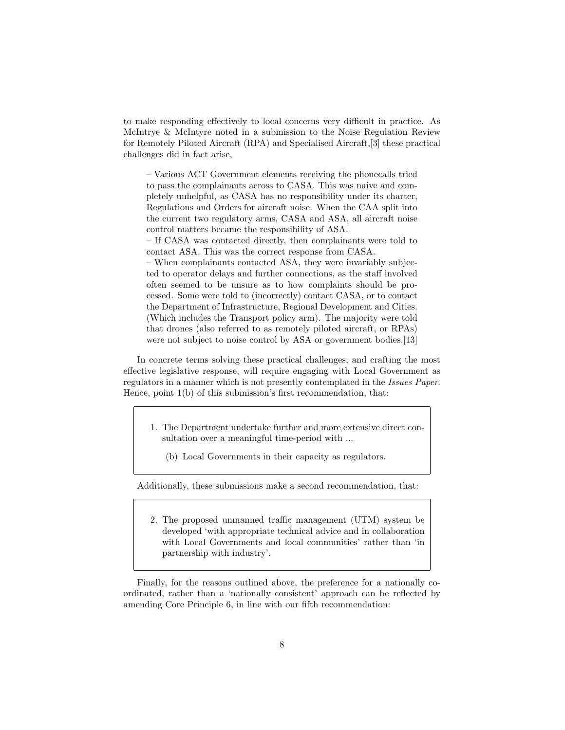to make responding effectively to local concerns very difficult in practice. As McIntrye & McIntyre noted in a submission to the Noise Regulation Review for Remotely Piloted Aircraft (RPA) and Specialised Aircraft,[3] these practical challenges did in fact arise,

> – Various ACT Government elements receiving the phonecalls tried to pass the complainants across to CASA. This was naive and completely unhelpful, as CASA has no responsibility under its charter, Regulations and Orders for aircraft noise. When the CAA split into the current two regulatory arms, CASA and ASA, all aircraft noise control matters became the responsibility of ASA.
> – If CASA was contacted directly, then complainants were told to contact ASA. This was the correct response from CASA.
> – When complainants contacted ASA, they were invariably subjected to operator delays and further connections, as the staff involved often seemed to be unsure as to how complaints should be processed. Some were told to (incorrectly) contact CASA, or to contact the Department of Infrastructure, Regional Development and Cities. (Which includes the Transport policy arm). The majority were told that drones (also referred to as remotely piloted aircraft, or RPAs) were not subject to noise control by ASA or government bodies.[13]

In concrete terms solving these practical challenges, and crafting the most effective legislative response, will require engaging with Local Government as regulators in a manner which is not presently contemplated in the *Issues Paper*. Hence, point 1(b) of this submission's first recommendation, that:

> 1. The Department undertake further and more extensive direct consultation over a meaningful time-period with ...
>
>    (b) Local Governments in their capacity as regulators.

Additionally, these submissions make a second recommendation, that:

> 2. The proposed unmanned traffic management (UTM) system be developed 'with appropriate technical advice and in collaboration with Local Governments and local communities' rather than 'in partnership with industry'.

Finally, for the reasons outlined above, the preference for a nationally coordinated, rather than a 'nationally consistent' approach can be reflected by amending Core Principle 6, in line with our fifth recommendation: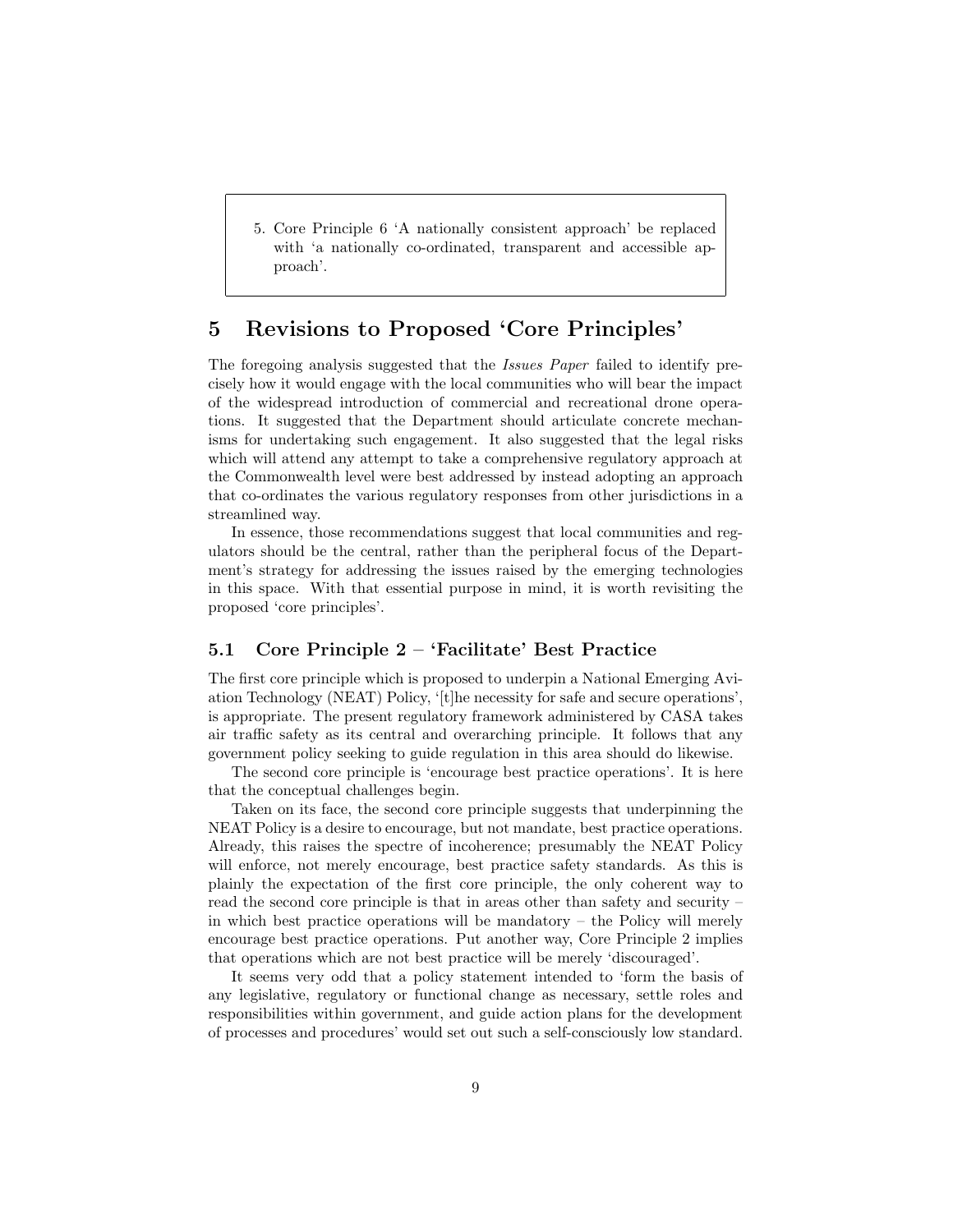5. Core Principle 6 'A nationally consistent approach' be replaced with 'a nationally co-ordinated, transparent and accessible approach'.

# 5 Revisions to Proposed 'Core Principles'

The foregoing analysis suggested that the *Issues Paper* failed to identify precisely how it would engage with the local communities who will bear the impact of the widespread introduction of commercial and recreational drone operations. It suggested that the Department should articulate concrete mechanisms for undertaking such engagement. It also suggested that the legal risks which will attend any attempt to take a comprehensive regulatory approach at the Commonwealth level were best addressed by instead adopting an approach that co-ordinates the various regulatory responses from other jurisdictions in a streamlined way.

In essence, those recommendations suggest that local communities and regulators should be the central, rather than the peripheral focus of the Department's strategy for addressing the issues raised by the emerging technologies in this space. With that essential purpose in mind, it is worth revisiting the proposed 'core principles'.

## 5.1 Core Principle 2 – 'Facilitate' Best Practice

The first core principle which is proposed to underpin a National Emerging Aviation Technology (NEAT) Policy, '[t]he necessity for safe and secure operations', is appropriate. The present regulatory framework administered by CASA takes air traffic safety as its central and overarching principle. It follows that any government policy seeking to guide regulation in this area should do likewise.

The second core principle is 'encourage best practice operations'. It is here that the conceptual challenges begin.

Taken on its face, the second core principle suggests that underpinning the NEAT Policy is a desire to encourage, but not mandate, best practice operations. Already, this raises the spectre of incoherence; presumably the NEAT Policy will enforce, not merely encourage, best practice safety standards. As this is plainly the expectation of the first core principle, the only coherent way to read the second core principle is that in areas other than safety and security – in which best practice operations will be mandatory – the Policy will merely encourage best practice operations. Put another way, Core Principle 2 implies that operations which are not best practice will be merely 'discouraged'.

It seems very odd that a policy statement intended to 'form the basis of any legislative, regulatory or functional change as necessary, settle roles and responsibilities within government, and guide action plans for the development of processes and procedures' would set out such a self-consciously low standard.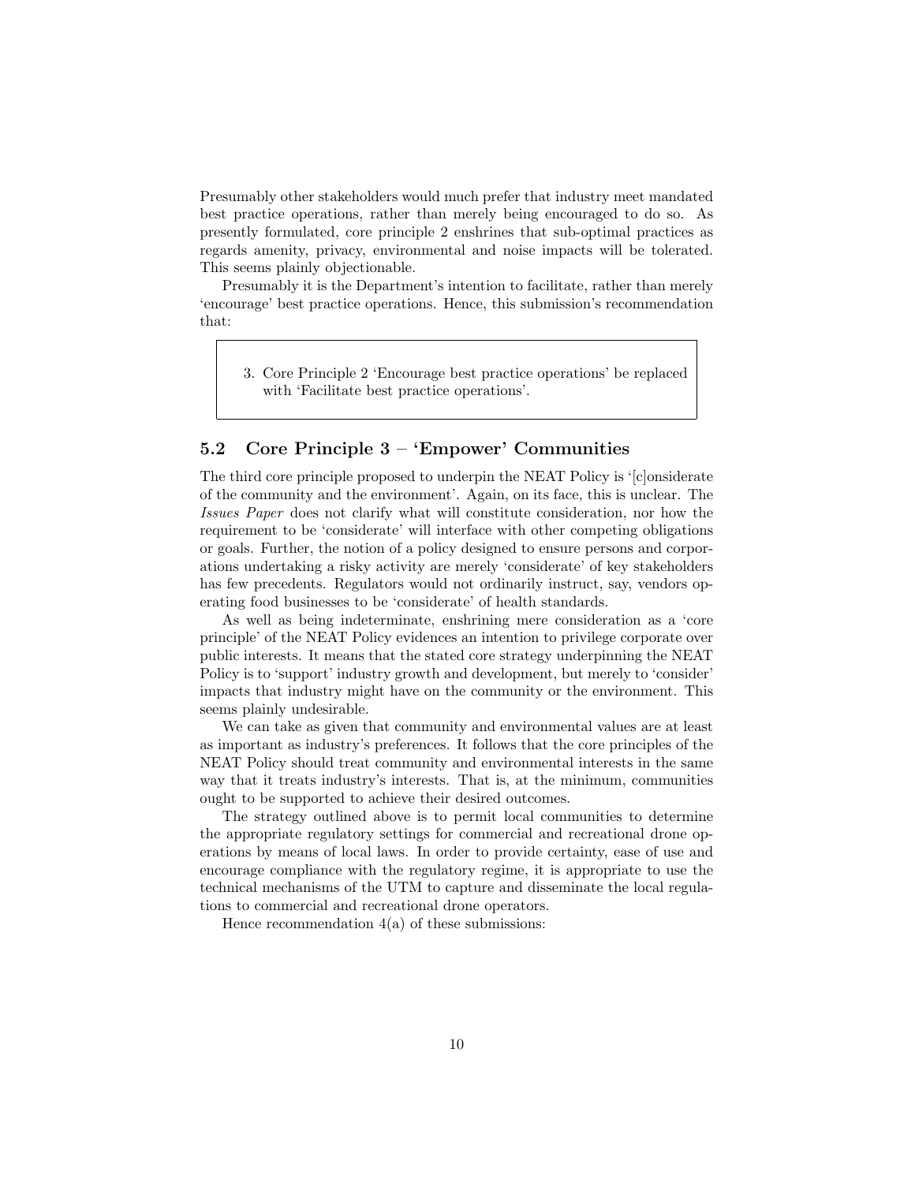Presumably other stakeholders would much prefer that industry meet mandated best practice operations, rather than merely being encouraged to do so. As presently formulated, core principle 2 enshrines that sub-optimal practices as regards amenity, privacy, environmental and noise impacts will be tolerated. This seems plainly objectionable.

Presumably it is the Department's intention to facilitate, rather than merely 'encourage' best practice operations. Hence, this submission's recommendation that:

> 3. Core Principle 2 'Encourage best practice operations' be replaced with 'Facilitate best practice operations'.

## 5.2 Core Principle 3 – 'Empower' Communities

The third core principle proposed to underpin the NEAT Policy is '[c]onsiderate of the community and the environment'. Again, on its face, this is unclear. The *Issues Paper* does not clarify what will constitute consideration, nor how the requirement to be 'considerate' will interface with other competing obligations or goals. Further, the notion of a policy designed to ensure persons and corporations undertaking a risky activity are merely 'considerate' of key stakeholders has few precedents. Regulators would not ordinarily instruct, say, vendors operating food businesses to be 'considerate' of health standards.

As well as being indeterminate, enshrining mere consideration as a 'core principle' of the NEAT Policy evidences an intention to privilege corporate over public interests. It means that the stated core strategy underpinning the NEAT Policy is to 'support' industry growth and development, but merely to 'consider' impacts that industry might have on the community or the environment. This seems plainly undesirable.

We can take as given that community and environmental values are at least as important as industry's preferences. It follows that the core principles of the NEAT Policy should treat community and environmental interests in the same way that it treats industry's interests. That is, at the minimum, communities ought to be supported to achieve their desired outcomes.

The strategy outlined above is to permit local communities to determine the appropriate regulatory settings for commercial and recreational drone operations by means of local laws. In order to provide certainty, ease of use and encourage compliance with the regulatory regime, it is appropriate to use the technical mechanisms of the UTM to capture and disseminate the local regulations to commercial and recreational drone operators.

Hence recommendation 4(a) of these submissions: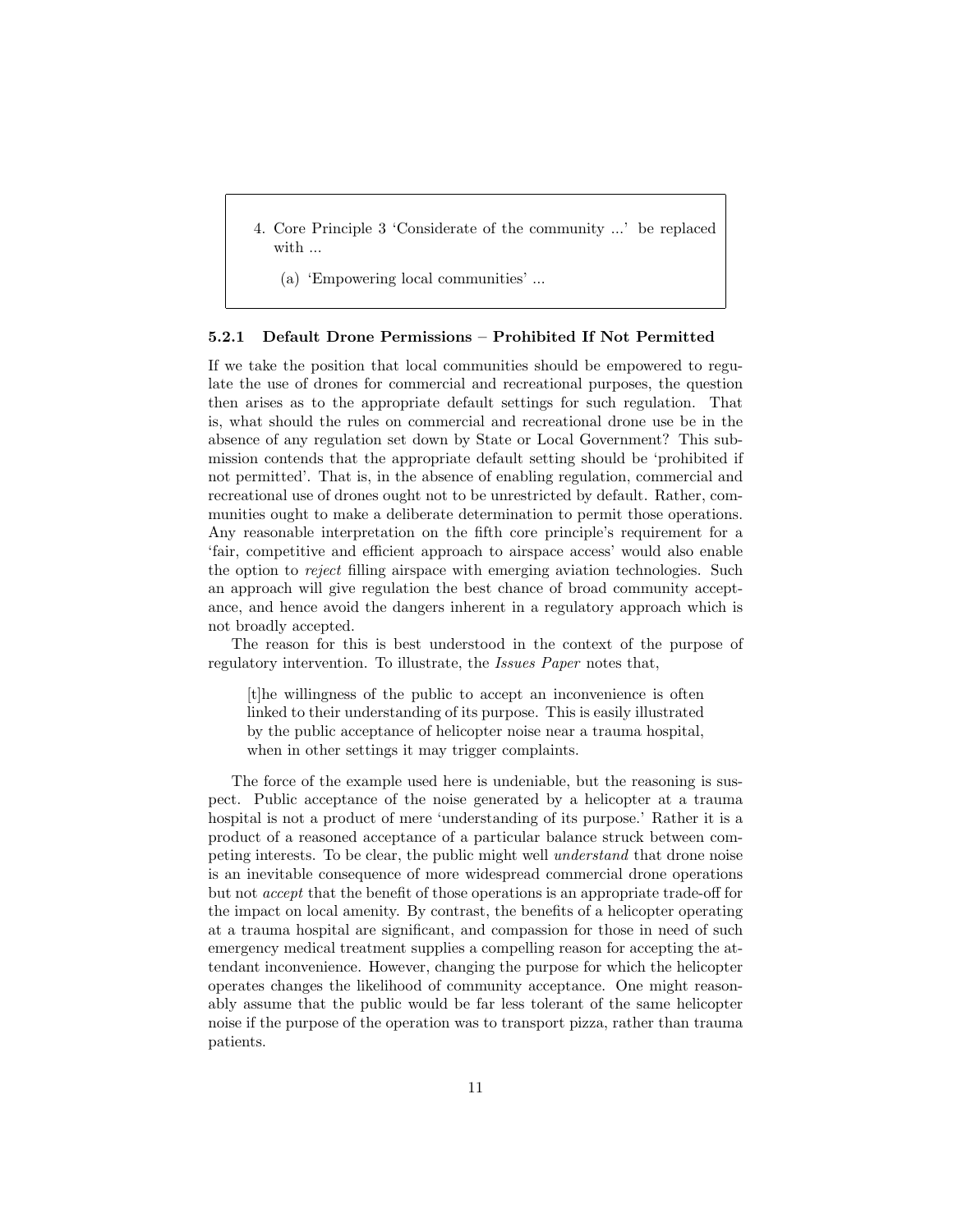4. Core Principle 3 'Considerate of the community ...' be replaced with ...

    (a) 'Empowering local communities' ...

### 5.2.1 Default Drone Permissions – Prohibited If Not Permitted

If we take the position that local communities should be empowered to regulate the use of drones for commercial and recreational purposes, the question then arises as to the appropriate default settings for such regulation. That is, what should the rules on commercial and recreational drone use be in the absence of any regulation set down by State or Local Government? This submission contends that the appropriate default setting should be 'prohibited if not permitted'. That is, in the absence of enabling regulation, commercial and recreational use of drones ought not to be unrestricted by default. Rather, communities ought to make a deliberate determination to permit those operations. Any reasonable interpretation on the fifth core principle's requirement for a 'fair, competitive and efficient approach to airspace access' would also enable the option to *reject* filling airspace with emerging aviation technologies. Such an approach will give regulation the best chance of broad community acceptance, and hence avoid the dangers inherent in a regulatory approach which is not broadly accepted.

The reason for this is best understood in the context of the purpose of regulatory intervention. To illustrate, the *Issues Paper* notes that,

> [t]he willingness of the public to accept an inconvenience is often linked to their understanding of its purpose. This is easily illustrated by the public acceptance of helicopter noise near a trauma hospital, when in other settings it may trigger complaints.

The force of the example used here is undeniable, but the reasoning is suspect. Public acceptance of the noise generated by a helicopter at a trauma hospital is not a product of mere 'understanding of its purpose.' Rather it is a product of a reasoned acceptance of a particular balance struck between competing interests. To be clear, the public might well *understand* that drone noise is an inevitable consequence of more widespread commercial drone operations but not *accept* that the benefit of those operations is an appropriate trade-off for the impact on local amenity. By contrast, the benefits of a helicopter operating at a trauma hospital are significant, and compassion for those in need of such emergency medical treatment supplies a compelling reason for accepting the attendant inconvenience. However, changing the purpose for which the helicopter operates changes the likelihood of community acceptance. One might reasonably assume that the public would be far less tolerant of the same helicopter noise if the purpose of the operation was to transport pizza, rather than trauma patients.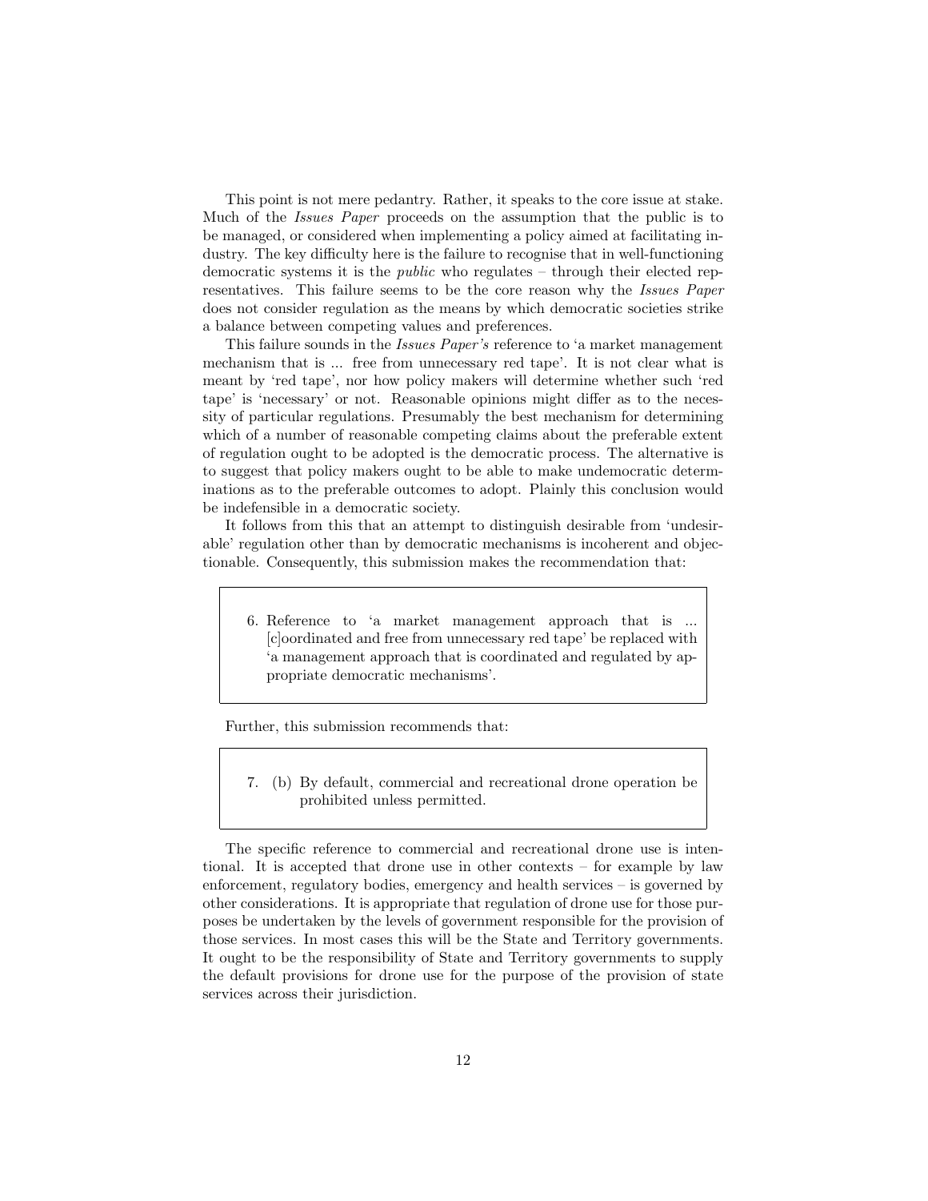This point is not mere pedantry. Rather, it speaks to the core issue at stake. Much of the *Issues Paper* proceeds on the assumption that the public is to be managed, or considered when implementing a policy aimed at facilitating industry. The key difficulty here is the failure to recognise that in well-functioning democratic systems it is the *public* who regulates – through their elected representatives. This failure seems to be the core reason why the *Issues Paper* does not consider regulation as the means by which democratic societies strike a balance between competing values and preferences.

This failure sounds in the *Issues Paper's* reference to 'a market management mechanism that is ... free from unnecessary red tape'. It is not clear what is meant by 'red tape', nor how policy makers will determine whether such 'red tape' is 'necessary' or not. Reasonable opinions might differ as to the necessity of particular regulations. Presumably the best mechanism for determining which of a number of reasonable competing claims about the preferable extent of regulation ought to be adopted is the democratic process. The alternative is to suggest that policy makers ought to be able to make undemocratic determinations as to the preferable outcomes to adopt. Plainly this conclusion would be indefensible in a democratic society.

It follows from this that an attempt to distinguish desirable from 'undesirable' regulation other than by democratic mechanisms is incoherent and objectionable. Consequently, this submission makes the recommendation that:

> 6. Reference to 'a market management approach that is ... [c]oordinated and free from unnecessary red tape' be replaced with 'a management approach that is coordinated and regulated by appropriate democratic mechanisms'.

Further, this submission recommends that:

> 7. (b) By default, commercial and recreational drone operation be prohibited unless permitted.

The specific reference to commercial and recreational drone use is intentional. It is accepted that drone use in other contexts – for example by law enforcement, regulatory bodies, emergency and health services – is governed by other considerations. It is appropriate that regulation of drone use for those purposes be undertaken by the levels of government responsible for the provision of those services. In most cases this will be the State and Territory governments. It ought to be the responsibility of State and Territory governments to supply the default provisions for drone use for the purpose of the provision of state services across their jurisdiction.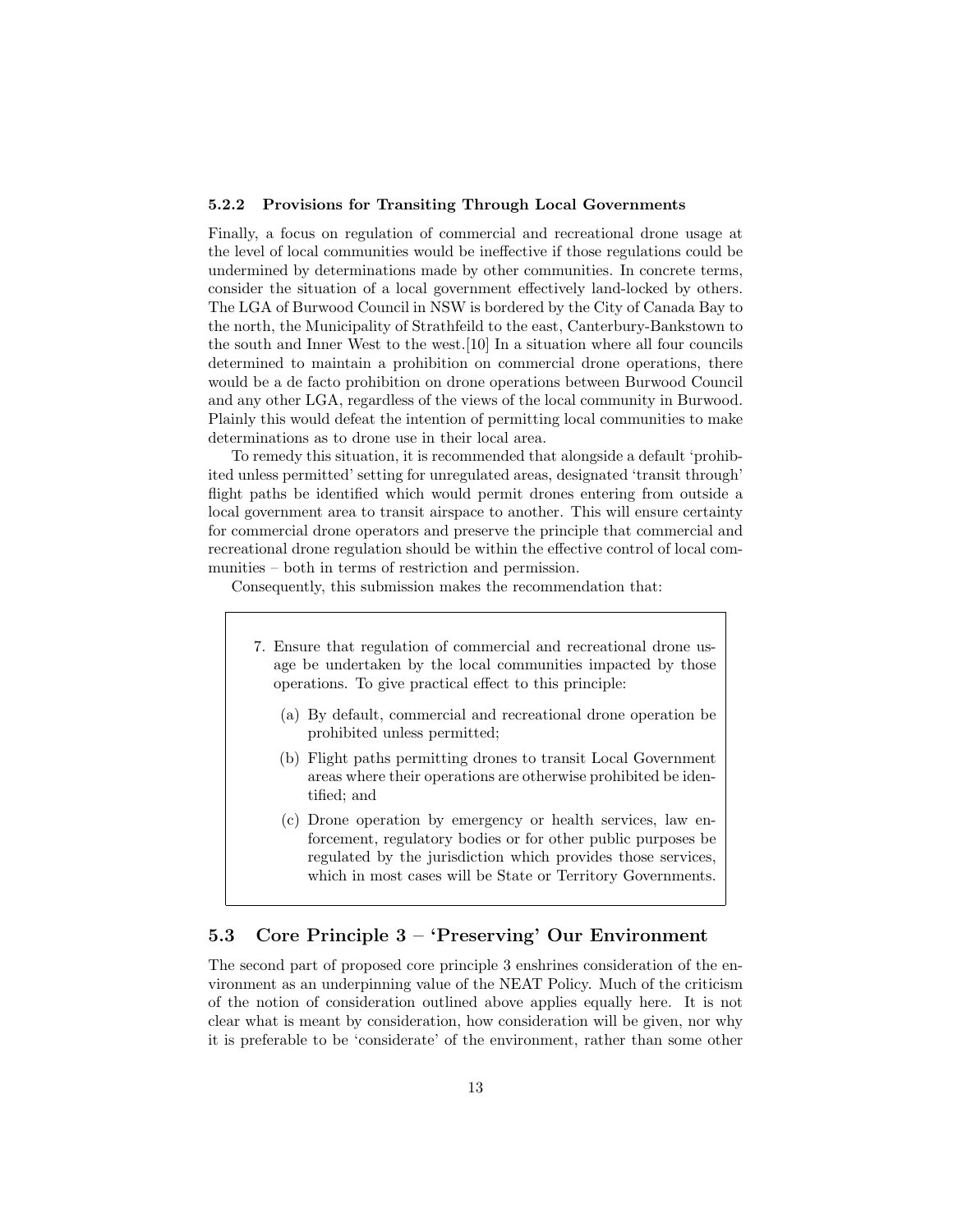#### 5.2.2 Provisions for Transiting Through Local Governments

Finally, a focus on regulation of commercial and recreational drone usage at the level of local communities would be ineffective if those regulations could be undermined by determinations made by other communities. In concrete terms, consider the situation of a local government effectively land-locked by others. The LGA of Burwood Council in NSW is bordered by the City of Canada Bay to the north, the Municipality of Strathfeild to the east, Canterbury-Bankstown to the south and Inner West to the west.[10] In a situation where all four councils determined to maintain a prohibition on commercial drone operations, there would be a de facto prohibition on drone operations between Burwood Council and any other LGA, regardless of the views of the local community in Burwood. Plainly this would defeat the intention of permitting local communities to make determinations as to drone use in their local area.

To remedy this situation, it is recommended that alongside a default 'prohibited unless permitted' setting for unregulated areas, designated 'transit through' flight paths be identified which would permit drones entering from outside a local government area to transit airspace to another. This will ensure certainty for commercial drone operators and preserve the principle that commercial and recreational drone regulation should be within the effective control of local communities – both in terms of restriction and permission.

Consequently, this submission makes the recommendation that:

> 7. Ensure that regulation of commercial and recreational drone usage be undertaken by the local communities impacted by those operations. To give practical effect to this principle:
>
>    (a) By default, commercial and recreational drone operation be prohibited unless permitted;
>
>    (b) Flight paths permitting drones to transit Local Government areas where their operations are otherwise prohibited be identified; and
>
>    (c) Drone operation by emergency or health services, law enforcement, regulatory bodies or for other public purposes be regulated by the jurisdiction which provides those services, which in most cases will be State or Territory Governments.

### 5.3 Core Principle 3 – 'Preserving' Our Environment

The second part of proposed core principle 3 enshrines consideration of the environment as an underpinning value of the NEAT Policy. Much of the criticism of the notion of consideration outlined above applies equally here. It is not clear what is meant by consideration, how consideration will be given, nor why it is preferable to be 'considerate' of the environment, rather than some other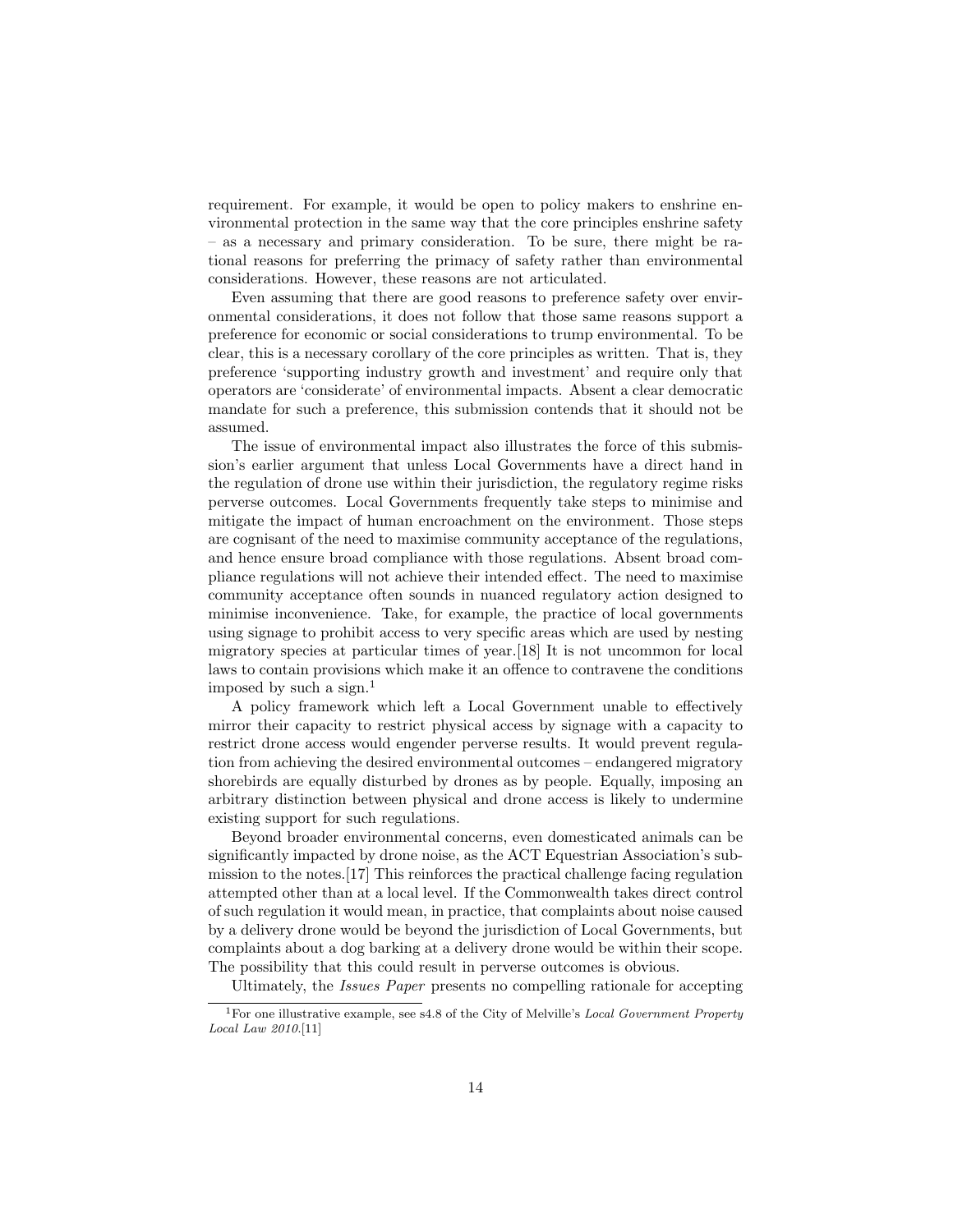requirement. For example, it would be open to policy makers to enshrine environmental protection in the same way that the core principles enshrine safety – as a necessary and primary consideration. To be sure, there might be rational reasons for preferring the primacy of safety rather than environmental considerations. However, these reasons are not articulated.

Even assuming that there are good reasons to preference safety over environmental considerations, it does not follow that those same reasons support a preference for economic or social considerations to trump environmental. To be clear, this is a necessary corollary of the core principles as written. That is, they preference 'supporting industry growth and investment' and require only that operators are 'considerate' of environmental impacts. Absent a clear democratic mandate for such a preference, this submission contends that it should not be assumed.

The issue of environmental impact also illustrates the force of this submission's earlier argument that unless Local Governments have a direct hand in the regulation of drone use within their jurisdiction, the regulatory regime risks perverse outcomes. Local Governments frequently take steps to minimise and mitigate the impact of human encroachment on the environment. Those steps are cognisant of the need to maximise community acceptance of the regulations, and hence ensure broad compliance with those regulations. Absent broad compliance regulations will not achieve their intended effect. The need to maximise community acceptance often sounds in nuanced regulatory action designed to minimise inconvenience. Take, for example, the practice of local governments using signage to prohibit access to very specific areas which are used by nesting migratory species at particular times of year.[18] It is not uncommon for local laws to contain provisions which make it an offence to contravene the conditions imposed by such a sign.[1]

A policy framework which left a Local Government unable to effectively mirror their capacity to restrict physical access by signage with a capacity to restrict drone access would engender perverse results. It would prevent regulation from achieving the desired environmental outcomes – endangered migratory shorebirds are equally disturbed by drones as by people. Equally, imposing an arbitrary distinction between physical and drone access is likely to undermine existing support for such regulations.

Beyond broader environmental concerns, even domesticated animals can be significantly impacted by drone noise, as the ACT Equestrian Association's submission to the notes.[17] This reinforces the practical challenge facing regulation attempted other than at a local level. If the Commonwealth takes direct control of such regulation it would mean, in practice, that complaints about noise caused by a delivery drone would be beyond the jurisdiction of Local Governments, but complaints about a dog barking at a delivery drone would be within their scope. The possibility that this could result in perverse outcomes is obvious.

Ultimately, the *Issues Paper* presents no compelling rationale for accepting

[1] For one illustrative example, see s4.8 of the City of Melville's *Local Government Property Local Law 2010*.[11]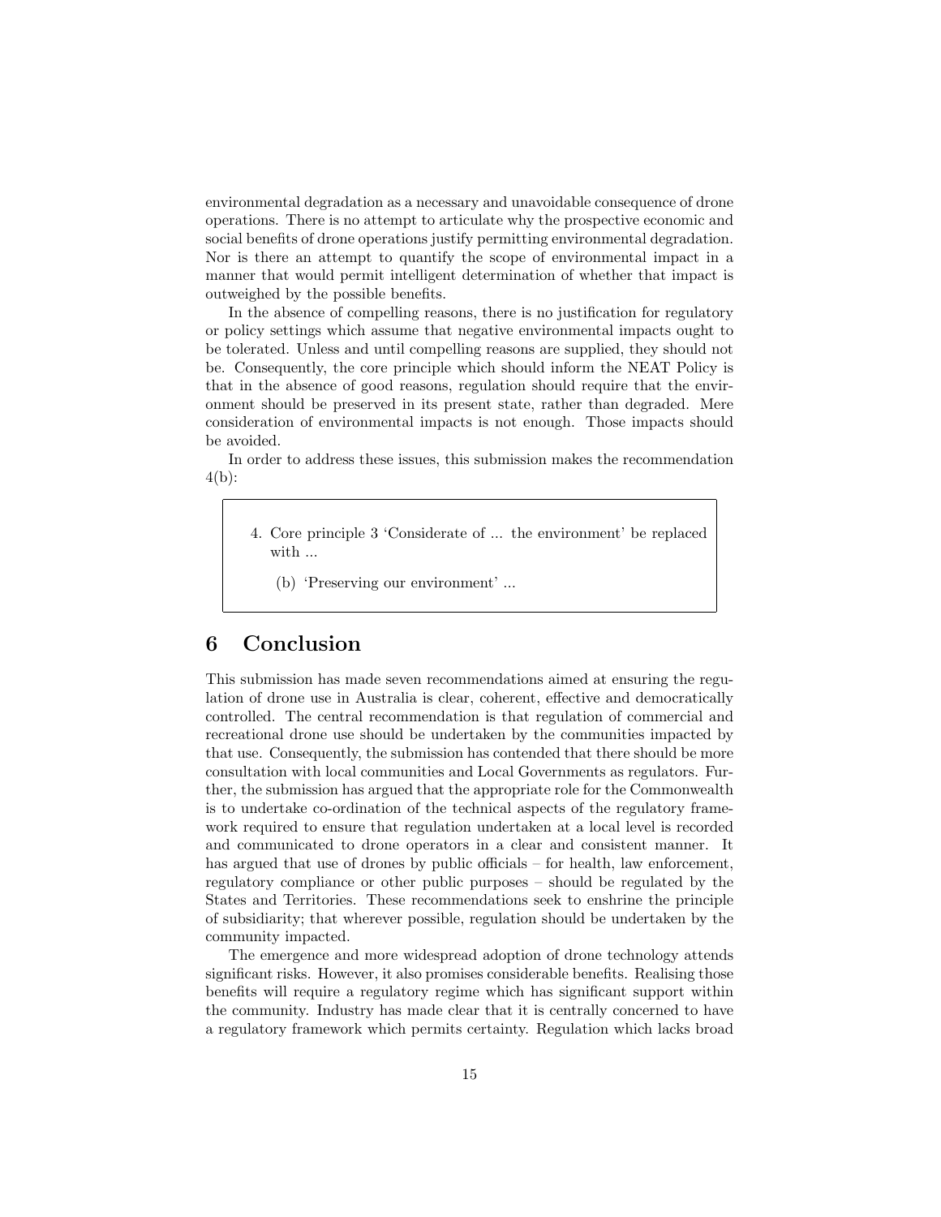environmental degradation as a necessary and unavoidable consequence of drone operations. There is no attempt to articulate why the prospective economic and social benefits of drone operations justify permitting environmental degradation. Nor is there an attempt to quantify the scope of environmental impact in a manner that would permit intelligent determination of whether that impact is outweighed by the possible benefits.

In the absence of compelling reasons, there is no justification for regulatory or policy settings which assume that negative environmental impacts ought to be tolerated. Unless and until compelling reasons are supplied, they should not be. Consequently, the core principle which should inform the NEAT Policy is that in the absence of good reasons, regulation should require that the environment should be preserved in its present state, rather than degraded. Mere consideration of environmental impacts is not enough. Those impacts should be avoided.

In order to address these issues, this submission makes the recommendation 4(b):

> 4. Core principle 3 'Considerate of ... the environment' be replaced with ...
>
>     (b) 'Preserving our environment' ...

## 6 Conclusion

This submission has made seven recommendations aimed at ensuring the regulation of drone use in Australia is clear, coherent, effective and democratically controlled. The central recommendation is that regulation of commercial and recreational drone use should be undertaken by the communities impacted by that use. Consequently, the submission has contended that there should be more consultation with local communities and Local Governments as regulators. Further, the submission has argued that the appropriate role for the Commonwealth is to undertake co-ordination of the technical aspects of the regulatory framework required to ensure that regulation undertaken at a local level is recorded and communicated to drone operators in a clear and consistent manner. It has argued that use of drones by public officials – for health, law enforcement, regulatory compliance or other public purposes – should be regulated by the States and Territories. These recommendations seek to enshrine the principle of subsidiarity; that wherever possible, regulation should be undertaken by the community impacted.

The emergence and more widespread adoption of drone technology attends significant risks. However, it also promises considerable benefits. Realising those benefits will require a regulatory regime which has significant support within the community. Industry has made clear that it is centrally concerned to have a regulatory framework which permits certainty. Regulation which lacks broad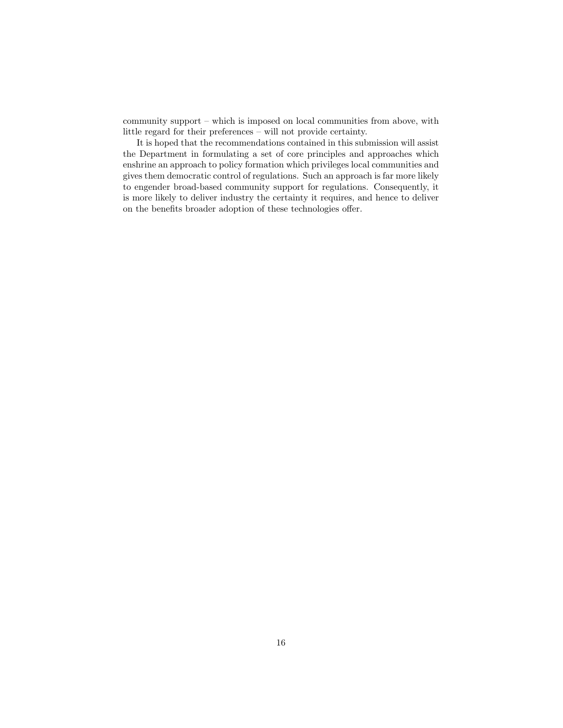community support – which is imposed on local communities from above, with little regard for their preferences – will not provide certainty.

It is hoped that the recommendations contained in this submission will assist the Department in formulating a set of core principles and approaches which enshrine an approach to policy formation which privileges local communities and gives them democratic control of regulations. Such an approach is far more likely to engender broad-based community support for regulations. Consequently, it is more likely to deliver industry the certainty it requires, and hence to deliver on the benefits broader adoption of these technologies offer.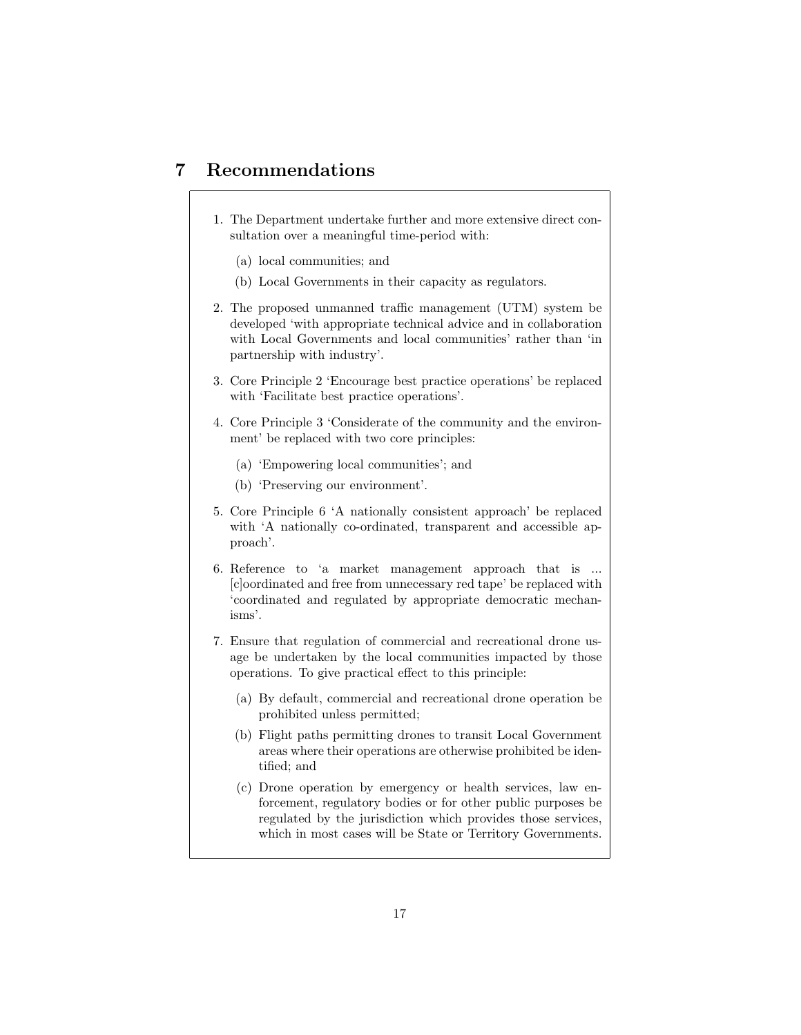## 7 Recommendations

1. The Department undertake further and more extensive direct consultation over a meaningful time-period with:
   (a) local communities; and
   (b) Local Governments in their capacity as regulators.

2. The proposed unmanned traffic management (UTM) system be developed 'with appropriate technical advice and in collaboration with Local Governments and local communities' rather than 'in partnership with industry'.

3. Core Principle 2 'Encourage best practice operations' be replaced with 'Facilitate best practice operations'.

4. Core Principle 3 'Considerate of the community and the environment' be replaced with two core principles:
   (a) 'Empowering local communities'; and
   (b) 'Preserving our environment'.

5. Core Principle 6 'A nationally consistent approach' be replaced with 'A nationally co-ordinated, transparent and accessible approach'.

6. Reference to 'a market management approach that is ... [c]oordinated and free from unnecessary red tape' be replaced with 'coordinated and regulated by appropriate democratic mechanisms'.

7. Ensure that regulation of commercial and recreational drone usage be undertaken by the local communities impacted by those operations. To give practical effect to this principle:
   (a) By default, commercial and recreational drone operation be prohibited unless permitted;
   (b) Flight paths permitting drones to transit Local Government areas where their operations are otherwise prohibited be identified; and
   (c) Drone operation by emergency or health services, law enforcement, regulatory bodies or for other public purposes be regulated by the jurisdiction which provides those services, which in most cases will be State or Territory Governments.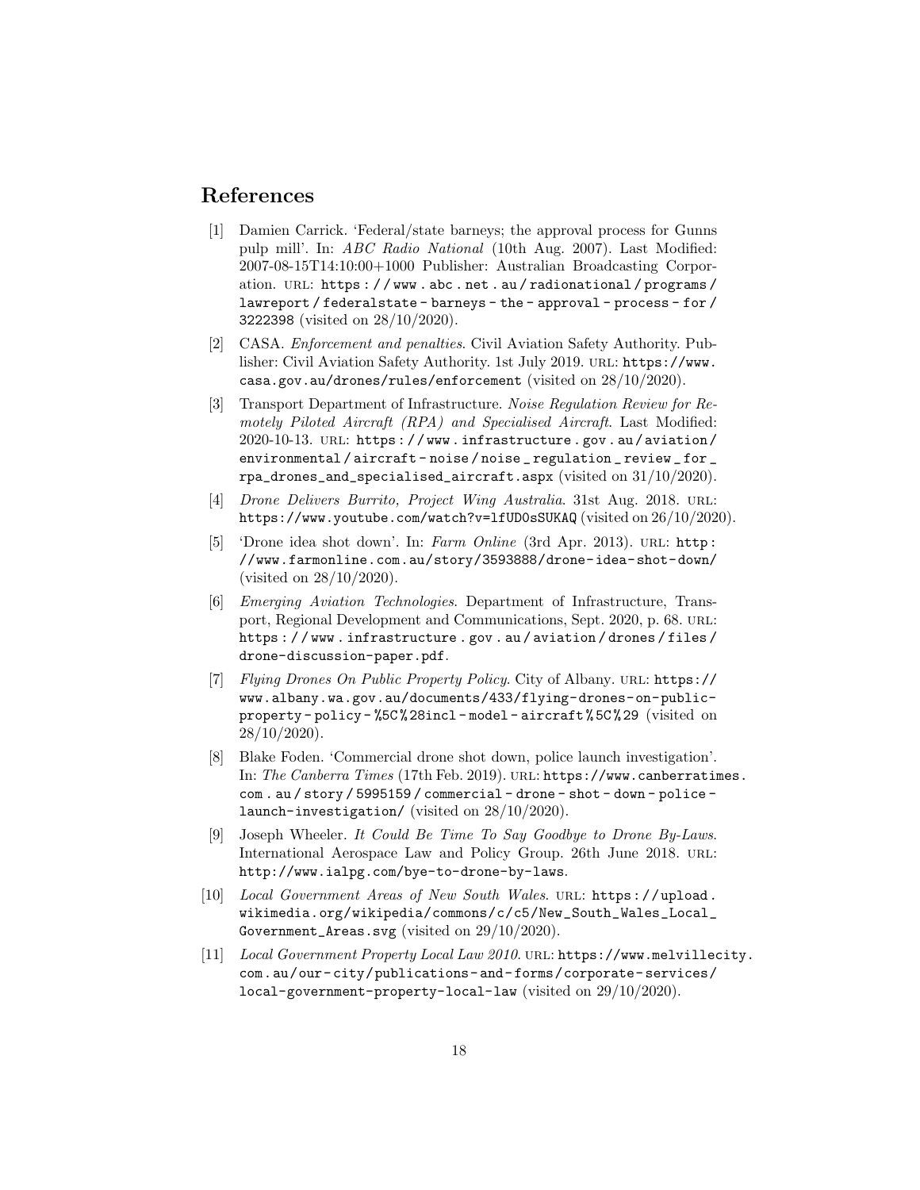## References

[1] Damien Carrick. 'Federal/state barneys; the approval process for Gunns pulp mill'. In: *ABC Radio National* (10th Aug. 2007). Last Modified: 2007-08-15T14:10:00+1000 Publisher: Australian Broadcasting Corporation. URL: https://www.abc.net.au/radionational/programs/lawreport/federalstate-barneys-the-approval-process-for/3222398 (visited on 28/10/2020).

[2] CASA. *Enforcement and penalties*. Civil Aviation Safety Authority. Publisher: Civil Aviation Safety Authority. 1st July 2019. URL: https://www.casa.gov.au/drones/rules/enforcement (visited on 28/10/2020).

[3] Transport Department of Infrastructure. *Noise Regulation Review for Remotely Piloted Aircraft (RPA) and Specialised Aircraft*. Last Modified: 2020-10-13. URL: https://www.infrastructure.gov.au/aviation/environmental/aircraft-noise/noise_regulation_review_for_rpa_drones_and_specialised_aircraft.aspx (visited on 31/10/2020).

[4] *Drone Delivers Burrito, Project Wing Australia*. 31st Aug. 2018. URL: https://www.youtube.com/watch?v=lfUD0sSUKAQ (visited on 26/10/2020).

[5] 'Drone idea shot down'. In: *Farm Online* (3rd Apr. 2013). URL: http://www.farmonline.com.au/story/3593888/drone-idea-shot-down/ (visited on 28/10/2020).

[6] *Emerging Aviation Technologies*. Department of Infrastructure, Transport, Regional Development and Communications, Sept. 2020, p. 68. URL: https://www.infrastructure.gov.au/aviation/drones/files/drone-discussion-paper.pdf.

[7] *Flying Drones On Public Property Policy*. City of Albany. URL: https://www.albany.wa.gov.au/documents/433/flying-drones-on-public-property-policy-%5C%28incl-model-aircraft%5C%29 (visited on 28/10/2020).

[8] Blake Foden. 'Commercial drone shot down, police launch investigation'. In: *The Canberra Times* (17th Feb. 2019). URL: https://www.canberratimes.com.au/story/5995159/commercial-drone-shot-down-police-launch-investigation/ (visited on 28/10/2020).

[9] Joseph Wheeler. *It Could Be Time To Say Goodbye to Drone By-Laws*. International Aerospace Law and Policy Group. 26th June 2018. URL: http://www.ialpg.com/bye-to-drone-by-laws.

[10] *Local Government Areas of New South Wales*. URL: https://upload.wikimedia.org/wikipedia/commons/c/c5/New_South_Wales_Local_Government_Areas.svg (visited on 29/10/2020).

[11] *Local Government Property Local Law 2010*. URL: https://www.melvillecity.com.au/our-city/publications-and-forms/corporate-services/local-government-property-local-law (visited on 29/10/2020).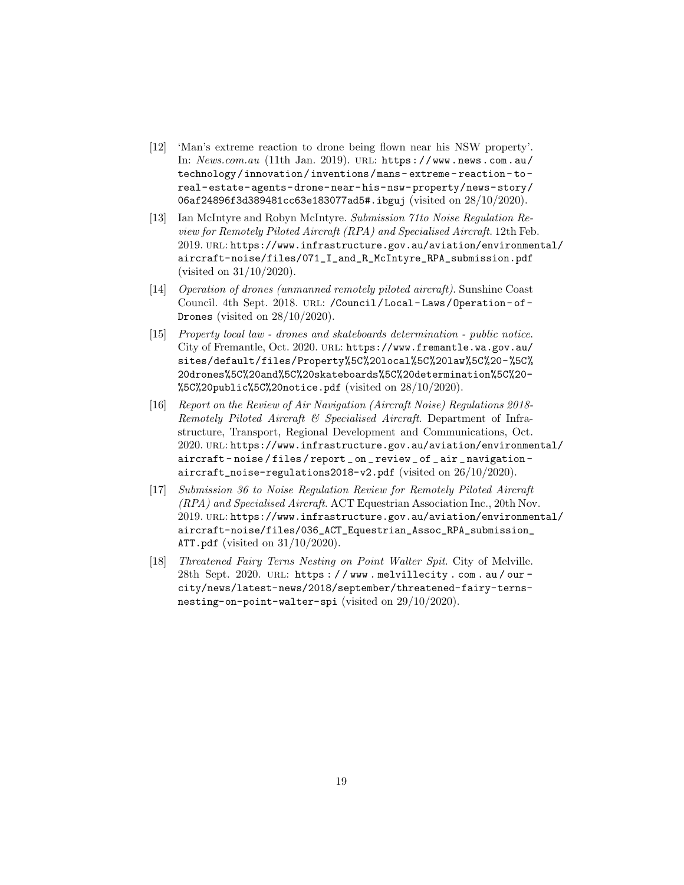[12] 'Man's extreme reaction to drone being flown near his NSW property'. In: *News.com.au* (11th Jan. 2019). URL: https://www.news.com.au/technology/innovation/inventions/mans-extreme-reaction-to-real-estate-agents-drone-near-his-nsw-property/news-story/06af24896f3d389481cc63e183077ad5#.ibguj (visited on 28/10/2020).

[13] Ian McIntyre and Robyn McIntyre. *Submission 71to Noise Regulation Review for Remotely Piloted Aircraft (RPA) and Specialised Aircraft*. 12th Feb. 2019. URL: https://www.infrastructure.gov.au/aviation/environmental/aircraft-noise/files/071_I_and_R_McIntyre_RPA_submission.pdf (visited on 31/10/2020).

[14] *Operation of drones (unmanned remotely piloted aircraft)*. Sunshine Coast Council. 4th Sept. 2018. URL: /Council/Local-Laws/Operation-of-Drones (visited on 28/10/2020).

[15] *Property local law - drones and skateboards determination - public notice*. City of Fremantle, Oct. 2020. URL: https://www.fremantle.wa.gov.au/sites/default/files/Property%5C%20local%5C%20law%5C%20-%5C%20drones%5C%20and%5C%20skateboards%5C%20determination%5C%20-%5C%20public%5C%20notice.pdf (visited on 28/10/2020).

[16] *Report on the Review of Air Navigation (Aircraft Noise) Regulations 2018-Remotely Piloted Aircraft & Specialised Aircraft*. Department of Infrastructure, Transport, Regional Development and Communications, Oct. 2020. URL: https://www.infrastructure.gov.au/aviation/environmental/aircraft-noise/files/report_on_review_of_air_navigation-aircraft_noise-regulations2018-v2.pdf (visited on 26/10/2020).

[17] *Submission 36 to Noise Regulation Review for Remotely Piloted Aircraft (RPA) and Specialised Aircraft*. ACT Equestrian Association Inc., 20th Nov. 2019. URL: https://www.infrastructure.gov.au/aviation/environmental/aircraft-noise/files/036_ACT_Equestrian_Assoc_RPA_submission_ATT.pdf (visited on 31/10/2020).

[18] *Threatened Fairy Terns Nesting on Point Walter Spit*. City of Melville. 28th Sept. 2020. URL: https://www.melvillecity.com.au/our-city/news/latest-news/2018/september/threatened-fairy-terns-nesting-on-point-walter-spi (visited on 29/10/2020).